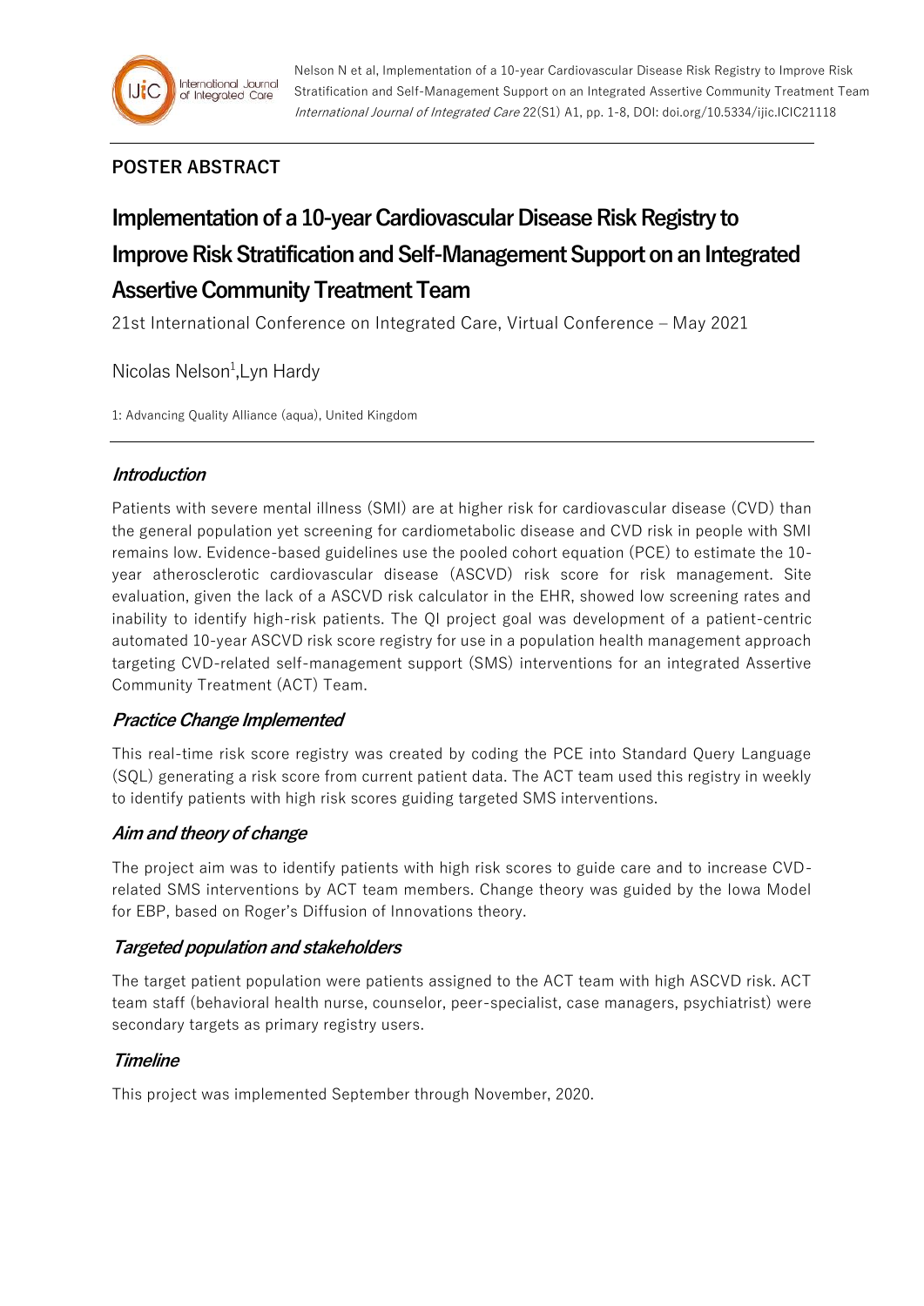## POSTER ABSTRACT

# Implementation of a 10-year Cardiovascular Disease Risk Registry to Improve Risk Stratification and Self-Management Support on an Integrated Assertive Community Treatment Team

21st International Conference on Integrated Care, Virtual Conference – May 2021

Nicolas Nelson[1],Lyn Hardy

1: Advancing Quality Alliance (aqua), United Kingdom

### *Introduction*

Patients with severe mental illness (SMI) are at higher risk for cardiovascular disease (CVD) than the general population yet screening for cardiometabolic disease and CVD risk in people with SMI remains low. Evidence-based guidelines use the pooled cohort equation (PCE) to estimate the 10-year atherosclerotic cardiovascular disease (ASCVD) risk score for risk management. Site evaluation, given the lack of a ASCVD risk calculator in the EHR, showed low screening rates and inability to identify high-risk patients. The QI project goal was development of a patient-centric automated 10-year ASCVD risk score registry for use in a population health management approach targeting CVD-related self-management support (SMS) interventions for an integrated Assertive Community Treatment (ACT) Team.

### *Practice Change Implemented*

This real-time risk score registry was created by coding the PCE into Standard Query Language (SQL) generating a risk score from current patient data. The ACT team used this registry in weekly to identify patients with high risk scores guiding targeted SMS interventions.

### *Aim and theory of change*

The project aim was to identify patients with high risk scores to guide care and to increase CVD-related SMS interventions by ACT team members. Change theory was guided by the Iowa Model for EBP, based on Roger's Diffusion of Innovations theory.

### *Targeted population and stakeholders*

The target patient population were patients assigned to the ACT team with high ASCVD risk. ACT team staff (behavioral health nurse, counselor, peer-specialist, case managers, psychiatrist) were secondary targets as primary registry users.

### *Timeline*

This project was implemented September through November, 2020.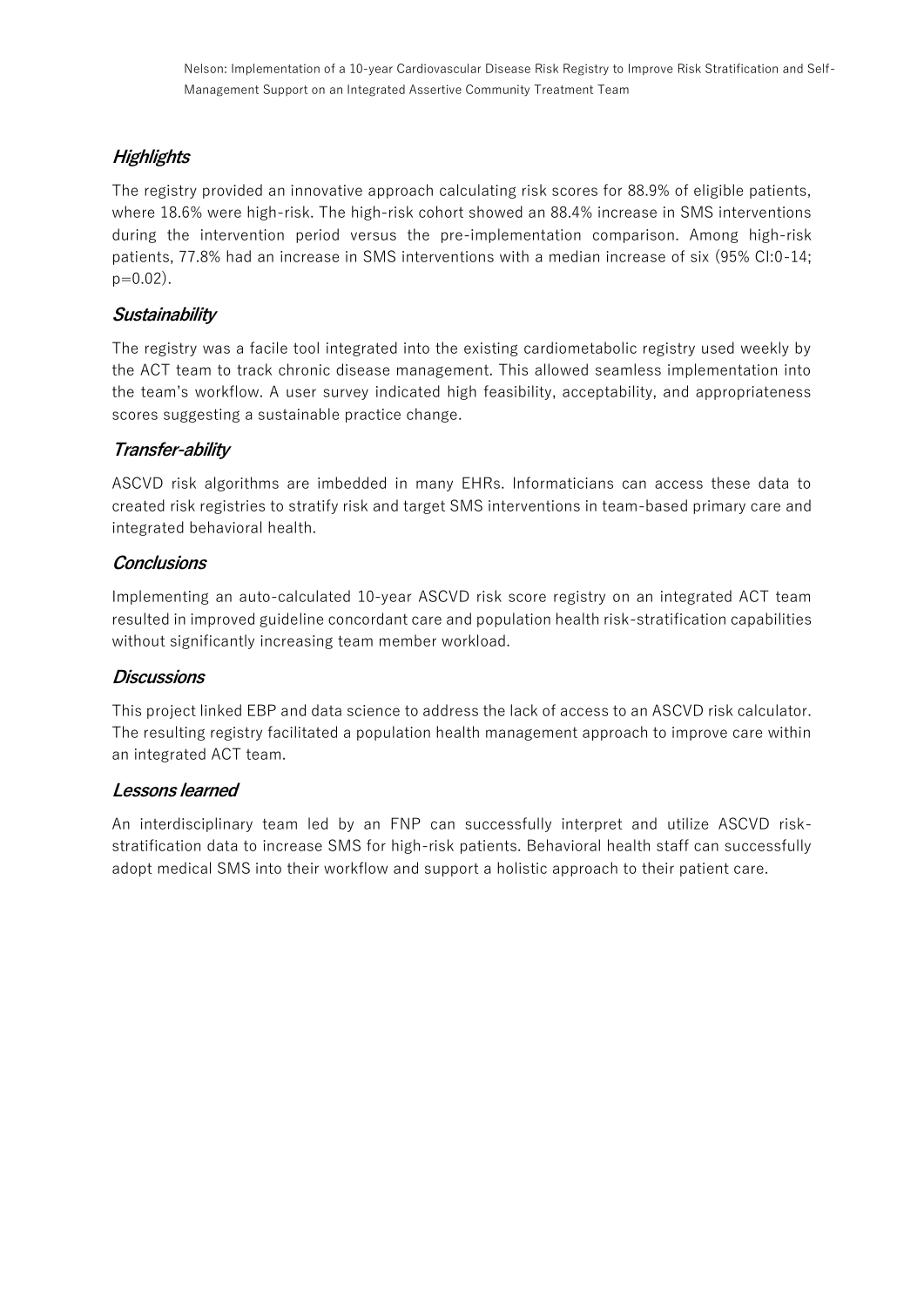### *Highlights*

The registry provided an innovative approach calculating risk scores for 88.9% of eligible patients, where 18.6% were high-risk. The high-risk cohort showed an 88.4% increase in SMS interventions during the intervention period versus the pre-implementation comparison. Among high-risk patients, 77.8% had an increase in SMS interventions with a median increase of six (95% CI:0-14; p=0.02).

### *Sustainability*

The registry was a facile tool integrated into the existing cardiometabolic registry used weekly by the ACT team to track chronic disease management. This allowed seamless implementation into the team's workflow. A user survey indicated high feasibility, acceptability, and appropriateness scores suggesting a sustainable practice change.

### *Transfer-ability*

ASCVD risk algorithms are imbedded in many EHRs. Informaticians can access these data to created risk registries to stratify risk and target SMS interventions in team-based primary care and integrated behavioral health.

### *Conclusions*

Implementing an auto-calculated 10-year ASCVD risk score registry on an integrated ACT team resulted in improved guideline concordant care and population health risk-stratification capabilities without significantly increasing team member workload.

### *Discussions*

This project linked EBP and data science to address the lack of access to an ASCVD risk calculator. The resulting registry facilitated a population health management approach to improve care within an integrated ACT team.

### *Lessons learned*

An interdisciplinary team led by an FNP can successfully interpret and utilize ASCVD risk-stratification data to increase SMS for high-risk patients. Behavioral health staff can successfully adopt medical SMS into their workflow and support a holistic approach to their patient care.